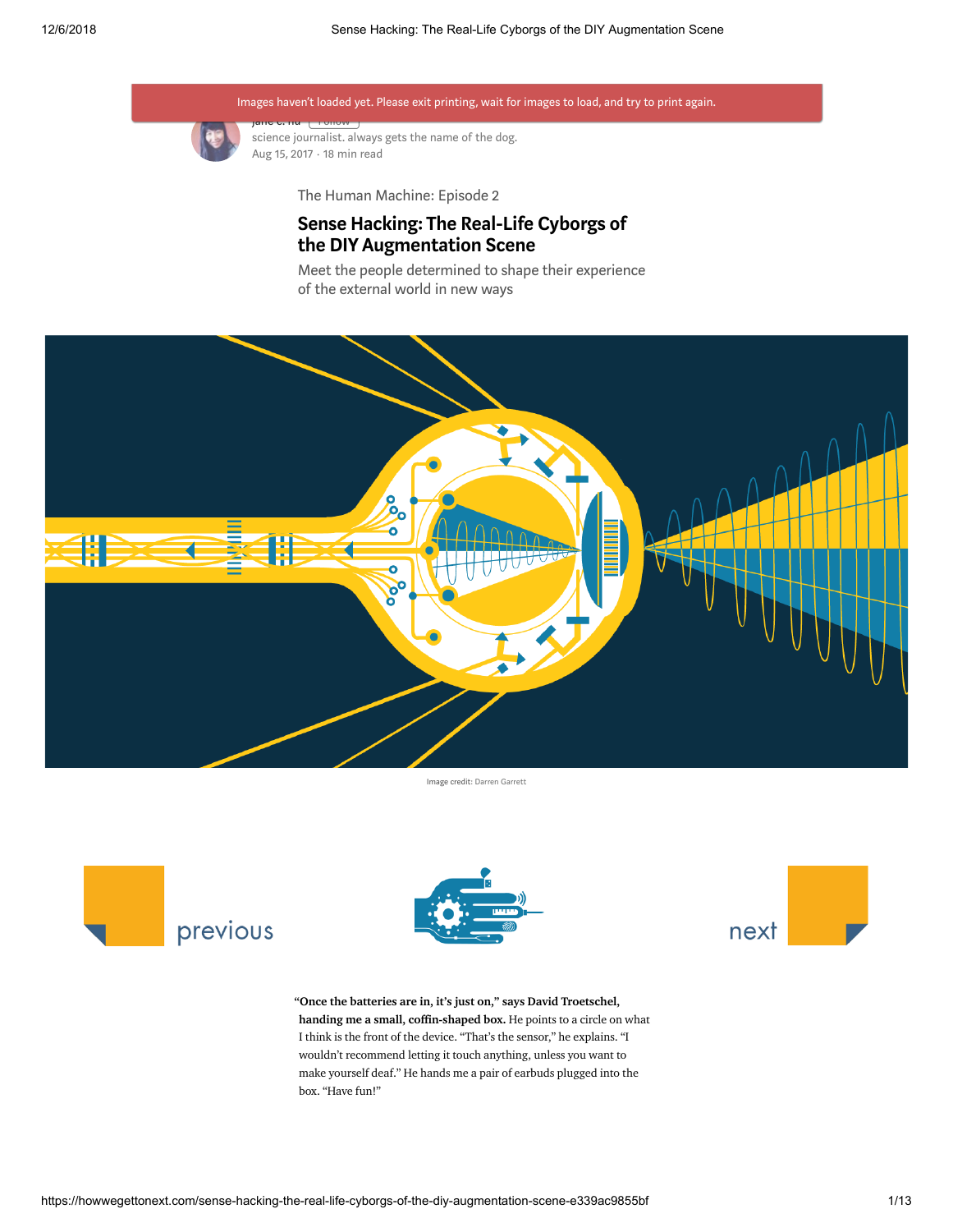Images haven't loaded yet. Please exit printing, wait for images to load, and try to print again.

jane c. hu

science journalist. always gets the name of the dog.

Aug 15, 2017 · 18 min read

The Human Machine: Episode 2

# Sense Hacking: The Real-Life Cyborgs of the DIY Augmentation Scene

Meet the people determined to shape their experience of the external world in new ways

Image credit: Darren Garrett

previous

next

**"Once the batteries are in, it's just on," says David Troetschel, handing me a small, coffin-shaped box.** He points to a circle on what I think is the front of the device. "That's the sensor," he explains. "I wouldn't recommend letting it touch anything, unless you want to make yourself deaf." He hands me a pair of earbuds plugged into the box. "Have fun!"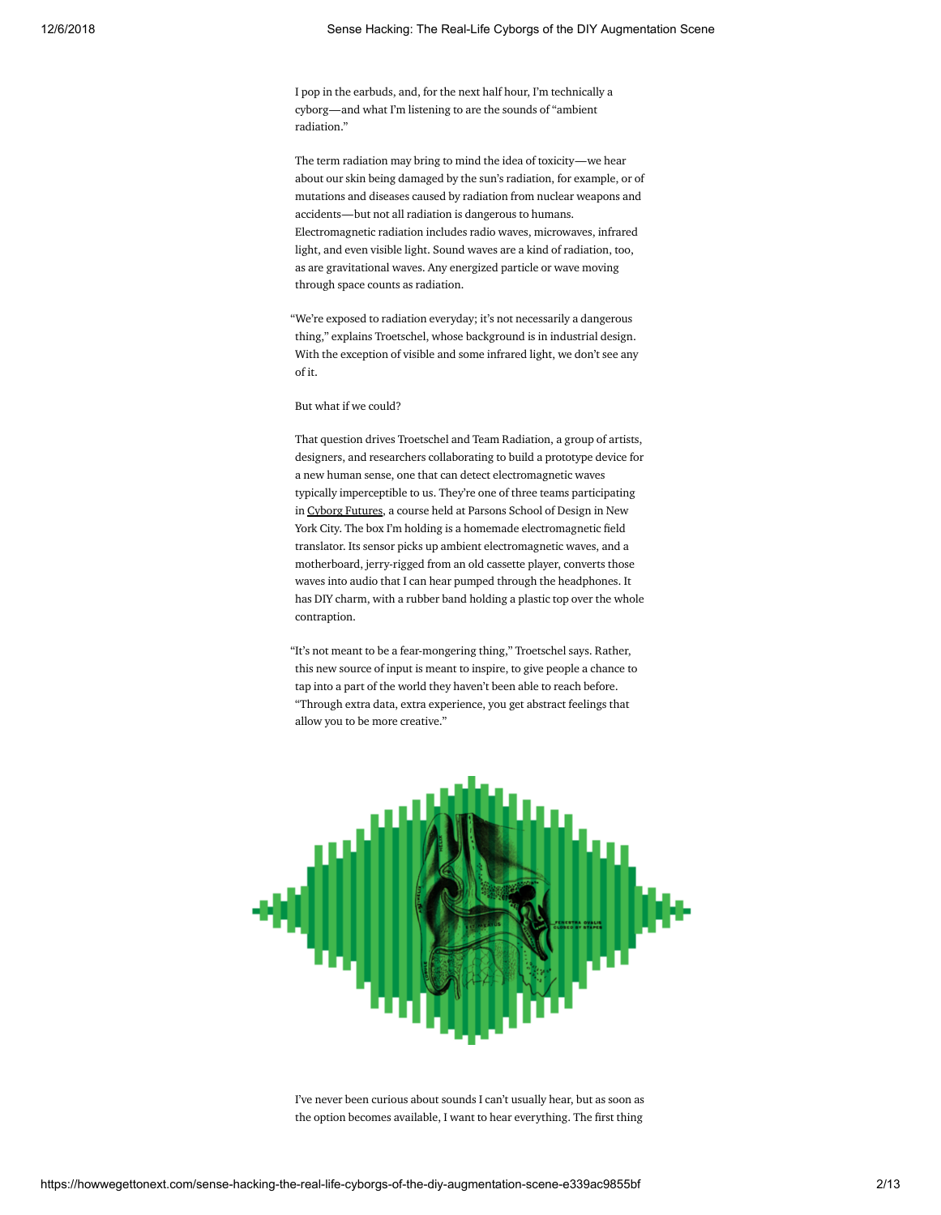I pop in the earbuds, and, for the next half hour, I'm technically a cyborg—and what I'm listening to are the sounds of "ambient radiation."

The term radiation may bring to mind the idea of toxicity—we hear about our skin being damaged by the sun's radiation, for example, or of mutations and diseases caused by radiation from nuclear weapons and accidents—but not all radiation is dangerous to humans. Electromagnetic radiation includes radio waves, microwaves, infrared light, and even visible light. Sound waves are a kind of radiation, too, as are gravitational waves. Any energized particle or wave moving through space counts as radiation.

"We're exposed to radiation everyday; it's not necessarily a dangerous thing," explains Troetschel, whose background is in industrial design. With the exception of visible and some infrared light, we don't see any of it.

But what if we could?

That question drives Troetschel and Team Radiation, a group of artists, designers, and researchers collaborating to build a prototype device for a new human sense, one that can detect electromagnetic waves typically imperceptible to us. They're one of three teams participating in Cyborg Futures, a course held at Parsons School of Design in New York City. The box I'm holding is a homemade electromagnetic field translator. Its sensor picks up ambient electromagnetic waves, and a motherboard, jerry-rigged from an old cassette player, converts those waves into audio that I can hear pumped through the headphones. It has DIY charm, with a rubber band holding a plastic top over the whole contraption.

"It's not meant to be a fear-mongering thing," Troetschel says. Rather, this new source of input is meant to inspire, to give people a chance to tap into a part of the world they haven't been able to reach before. "Through extra data, extra experience, you get abstract feelings that allow you to be more creative."

I've never been curious about sounds I can't usually hear, but as soon as the option becomes available, I want to hear everything. The first thing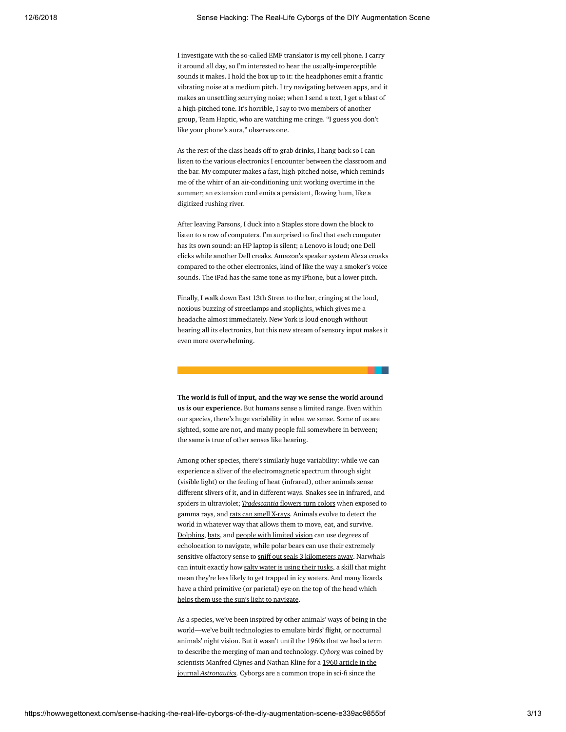I investigate with the so-called EMF translator is my cell phone. I carry it around all day, so I'm interested to hear the usually-imperceptible sounds it makes. I hold the box up to it: the headphones emit a frantic vibrating noise at a medium pitch. I try navigating between apps, and it makes an unsettling scurrying noise; when I send a text, I get a blast of a high-pitched tone. It's horrible, I say to two members of another group, Team Haptic, who are watching me cringe. "I guess you don't like your phone's aura," observes one.

As the rest of the class heads off to grab drinks, I hang back so I can listen to the various electronics I encounter between the classroom and the bar. My computer makes a fast, high-pitched noise, which reminds me of the whirr of an air-conditioning unit working overtime in the summer; an extension cord emits a persistent, flowing hum, like a digitized rushing river.

After leaving Parsons, I duck into a Staples store down the block to listen to a row of computers. I'm surprised to find that each computer has its own sound: an HP laptop is silent; a Lenovo is loud; one Dell clicks while another Dell creaks. Amazon's speaker system Alexa croaks compared to the other electronics, kind of like the way a smoker's voice sounds. The iPad has the same tone as my iPhone, but a lower pitch.

Finally, I walk down East 13th Street to the bar, cringing at the loud, noxious buzzing of streetlamps and stoplights, which gives me a headache almost immediately. New York is loud enough without hearing all its electronics, but this new stream of sensory input makes it even more overwhelming.

---

**The world is full of input, and the way we sense the world around us *is* our experience.** But humans sense a limited range. Even within our species, there's huge variability in what we sense. Some of us are sighted, some are not, and many people fall somewhere in between; the same is true of other senses like hearing.

Among other species, there's similarly huge variability: while we can experience a sliver of the electromagnetic spectrum through sight (visible light) or the feeling of heat (infrared), other animals sense different slivers of it, and in different ways. Snakes see in infrared, and spiders in ultraviolet; *Tradescantia* flowers turn colors when exposed to gamma rays, and rats can smell X-rays. Animals evolve to detect the world in whatever way that allows them to move, eat, and survive. Dolphins, bats, and people with limited vision can use degrees of echolocation to navigate, while polar bears can use their extremely sensitive olfactory sense to sniff out seals 3 kilometers away. Narwhals can intuit exactly how salty water is using their tusks, a skill that might mean they're less likely to get trapped in icy waters. And many lizards have a third primitive (or parietal) eye on the top of the head which helps them use the sun's light to navigate.

As a species, we've been inspired by other animals' ways of being in the world—we've built technologies to emulate birds' flight, or nocturnal animals' night vision. But it wasn't until the 1960s that we had a term to describe the merging of man and technology. *Cyborg* was coined by scientists Manfred Clynes and Nathan Kline for a 1960 article in the journal *Astronautics*. Cyborgs are a common trope in sci-fi since the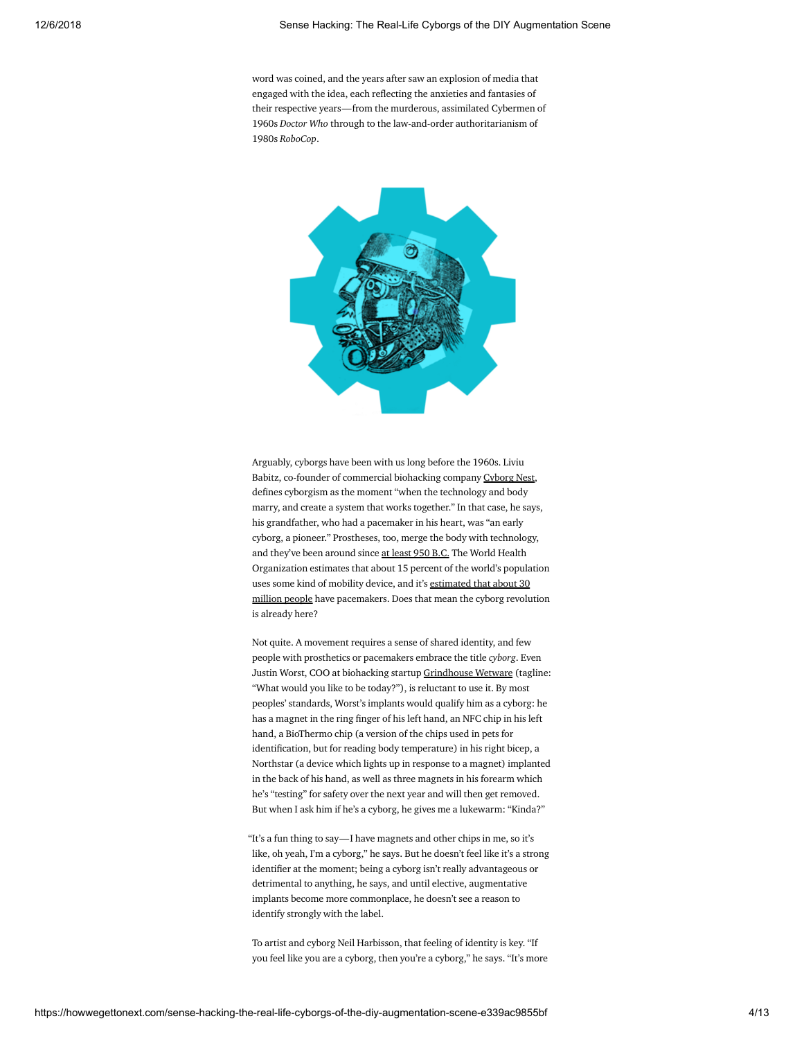word was coined, and the years after saw an explosion of media that engaged with the idea, each reflecting the anxieties and fantasies of their respective years—from the murderous, assimilated Cybermen of 1960s *Doctor Who* through to the law-and-order authoritarianism of 1980s *RoboCop*.

Arguably, cyborgs have been with us long before the 1960s. Liviu Babitz, co-founder of commercial biohacking company Cyborg Nest, defines cyborgism as the moment "when the technology and body marry, and create a system that works together." In that case, he says, his grandfather, who had a pacemaker in his heart, was "an early cyborg, a pioneer." Prostheses, too, merge the body with technology, and they've been around since at least 950 B.C. The World Health Organization estimates that about 15 percent of the world's population uses some kind of mobility device, and it's estimated that about 30 million people have pacemakers. Does that mean the cyborg revolution is already here?

Not quite. A movement requires a sense of shared identity, and few people with prosthetics or pacemakers embrace the title *cyborg*. Even Justin Worst, COO at biohacking startup Grindhouse Wetware (tagline: "What would you like to be today?"), is reluctant to use it. By most peoples' standards, Worst's implants would qualify him as a cyborg: he has a magnet in the ring finger of his left hand, an NFC chip in his left hand, a BioThermo chip (a version of the chips used in pets for identification, but for reading body temperature) in his right bicep, a Northstar (a device which lights up in response to a magnet) implanted in the back of his hand, as well as three magnets in his forearm which he's "testing" for safety over the next year and will then get removed. But when I ask him if he's a cyborg, he gives me a lukewarm: "Kinda?"

"It's a fun thing to say—I have magnets and other chips in me, so it's like, oh yeah, I'm a cyborg," he says. But he doesn't feel like it's a strong identifier at the moment; being a cyborg isn't really advantageous or detrimental to anything, he says, and until elective, augmentative implants become more commonplace, he doesn't see a reason to identify strongly with the label.

To artist and cyborg Neil Harbisson, that feeling of identity is key. "If you feel like you are a cyborg, then you're a cyborg," he says. "It's more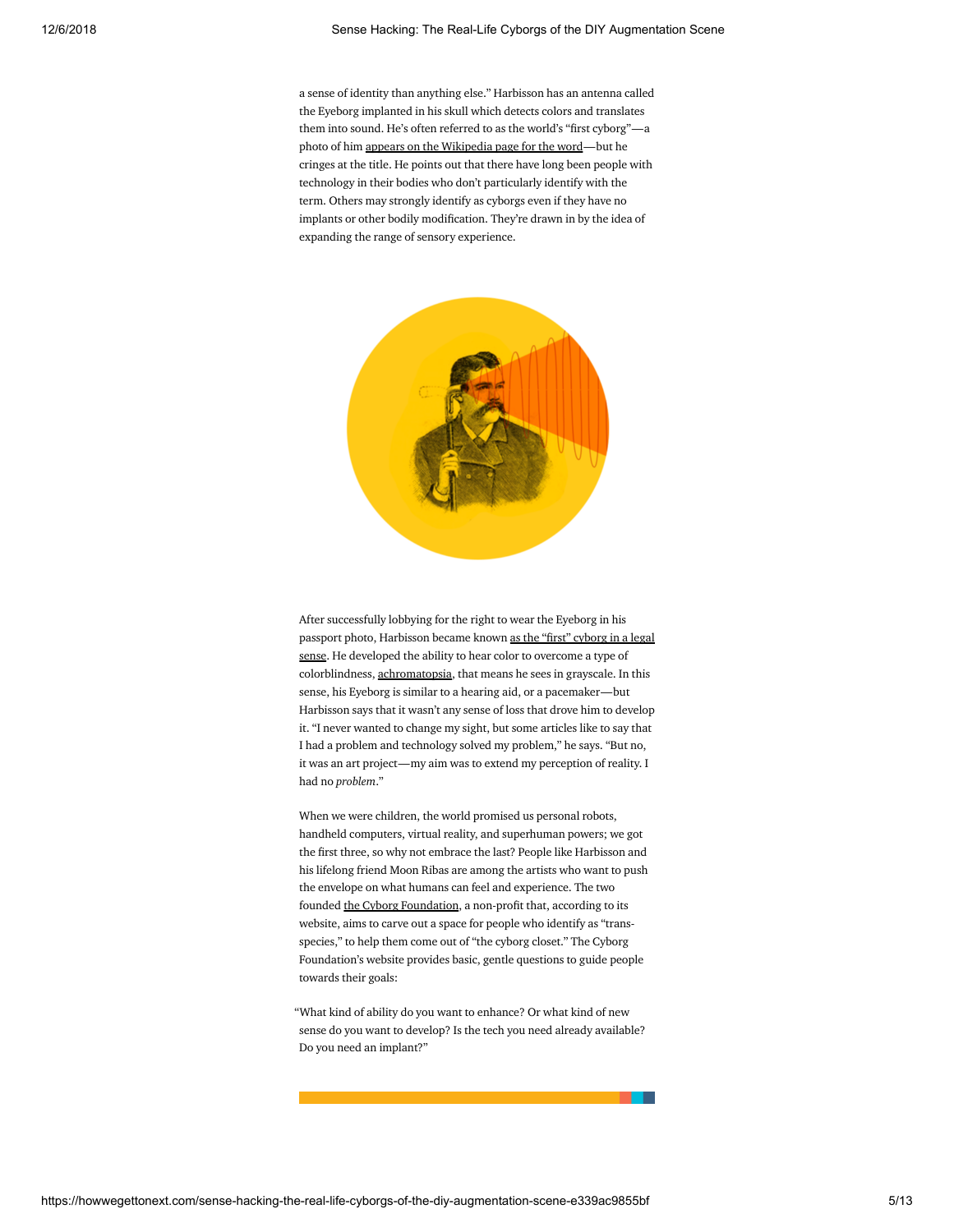a sense of identity than anything else." Harbisson has an antenna called the Eyeborg implanted in his skull which detects colors and translates them into sound. He's often referred to as the world's "first cyborg"—a photo of him appears on the Wikipedia page for the word—but he cringes at the title. He points out that there have long been people with technology in their bodies who don't particularly identify with the term. Others may strongly identify as cyborgs even if they have no implants or other bodily modification. They're drawn in by the idea of expanding the range of sensory experience.

After successfully lobbying for the right to wear the Eyeborg in his passport photo, Harbisson became known as the "first" cyborg in a legal sense. He developed the ability to hear color to overcome a type of colorblindness, achromatopsia, that means he sees in grayscale. In this sense, his Eyeborg is similar to a hearing aid, or a pacemaker—but Harbisson says that it wasn't any sense of loss that drove him to develop it. "I never wanted to change my sight, but some articles like to say that I had a problem and technology solved my problem," he says. "But no, it was an art project—my aim was to extend my perception of reality. I had no *problem*."

When we were children, the world promised us personal robots, handheld computers, virtual reality, and superhuman powers; we got the first three, so why not embrace the last? People like Harbisson and his lifelong friend Moon Ribas are among the artists who want to push the envelope on what humans can feel and experience. The two founded the Cyborg Foundation, a non-profit that, according to its website, aims to carve out a space for people who identify as "trans-species," to help them come out of "the cyborg closet." The Cyborg Foundation's website provides basic, gentle questions to guide people towards their goals:

> "What kind of ability do you want to enhance? Or what kind of new sense do you want to develop? Is the tech you need already available? Do you need an implant?"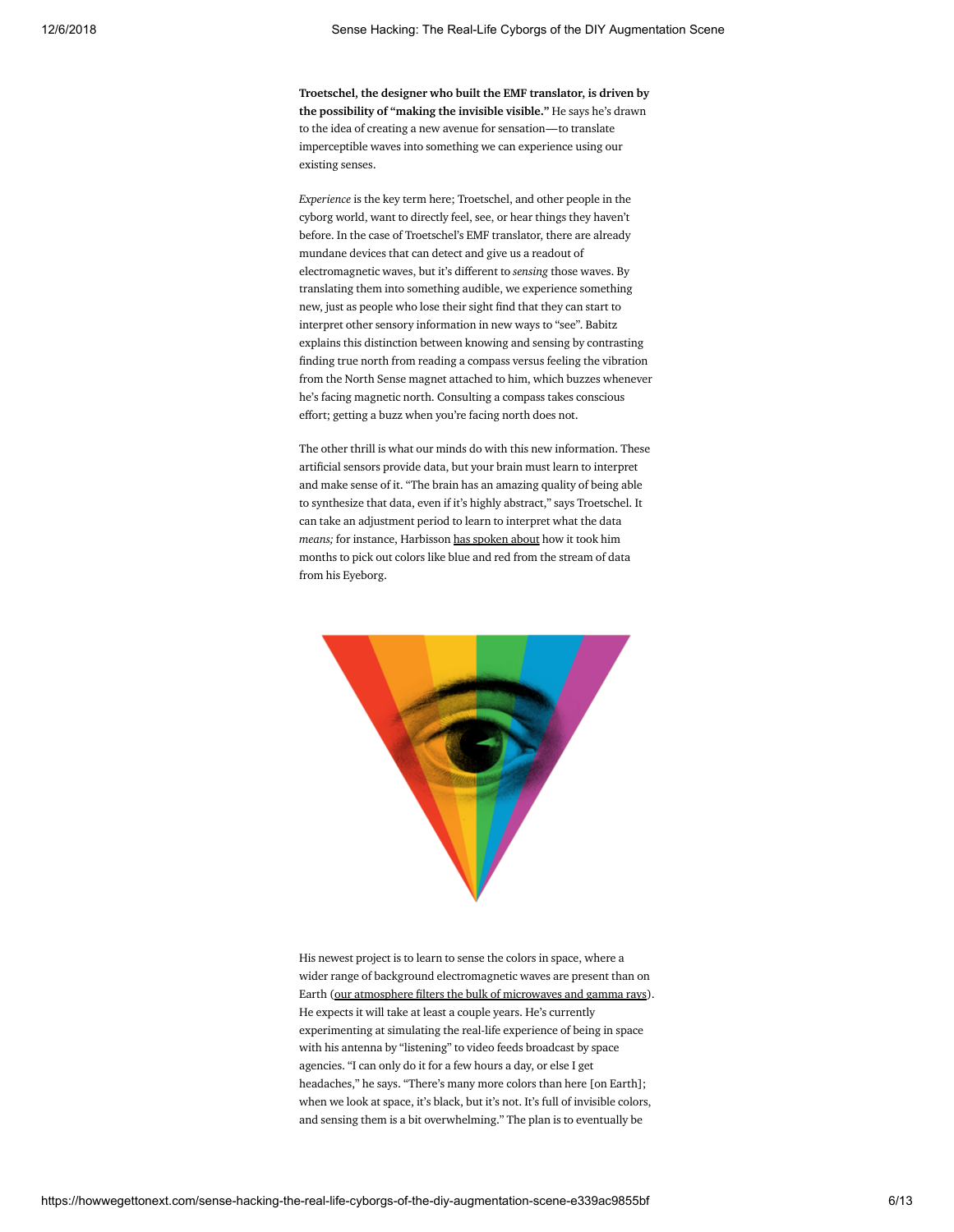**Troetschel, the designer who built the EMF translator, is driven by the possibility of "making the invisible visible."** He says he's drawn to the idea of creating a new avenue for sensation—to translate imperceptible waves into something we can experience using our existing senses.

*Experience* is the key term here; Troetschel, and other people in the cyborg world, want to directly feel, see, or hear things they haven't before. In the case of Troetschel's EMF translator, there are already mundane devices that can detect and give us a readout of electromagnetic waves, but it's different to *sensing* those waves. By translating them into something audible, we experience something new, just as people who lose their sight find that they can start to interpret other sensory information in new ways to "see". Babitz explains this distinction between knowing and sensing by contrasting finding true north from reading a compass versus feeling the vibration from the North Sense magnet attached to him, which buzzes whenever he's facing magnetic north. Consulting a compass takes conscious effort; getting a buzz when you're facing north does not.

The other thrill is what our minds do with this new information. These artificial sensors provide data, but your brain must learn to interpret and make sense of it. "The brain has an amazing quality of being able to synthesize that data, even if it's highly abstract," says Troetschel. It can take an adjustment period to learn to interpret what the data *means;* for instance, Harbisson has spoken about how it took him months to pick out colors like blue and red from the stream of data from his Eyeborg.

His newest project is to learn to sense the colors in space, where a wider range of background electromagnetic waves are present than on Earth (our atmosphere filters the bulk of microwaves and gamma rays). He expects it will take at least a couple years. He's currently experimenting at simulating the real-life experience of being in space with his antenna by "listening" to video feeds broadcast by space agencies. "I can only do it for a few hours a day, or else I get headaches," he says. "There's many more colors than here [on Earth]; when we look at space, it's black, but it's not. It's full of invisible colors, and sensing them is a bit overwhelming." The plan is to eventually be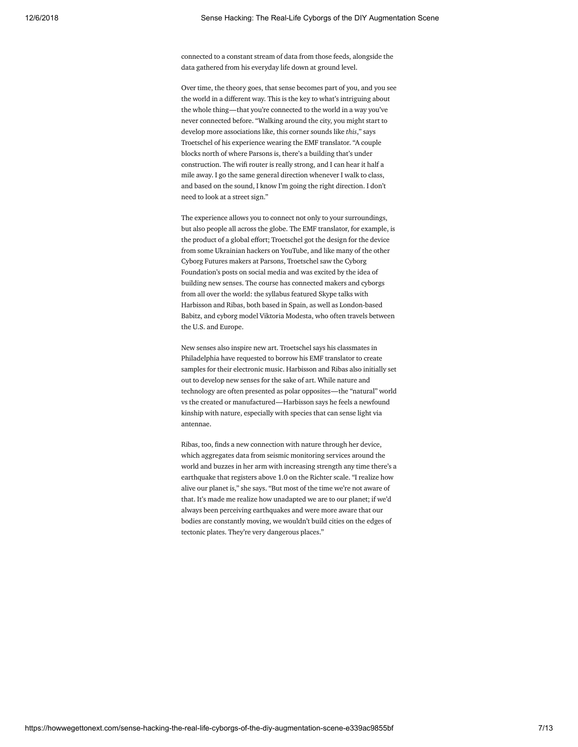connected to a constant stream of data from those feeds, alongside the data gathered from his everyday life down at ground level.

Over time, the theory goes, that sense becomes part of you, and you see the world in a different way. This is the key to what's intriguing about the whole thing—that you're connected to the world in a way you've never connected before. "Walking around the city, you might start to develop more associations like, this corner sounds like *this*," says Troetschel of his experience wearing the EMF translator. "A couple blocks north of where Parsons is, there's a building that's under construction. The wifi router is really strong, and I can hear it half a mile away. I go the same general direction whenever I walk to class, and based on the sound, I know I'm going the right direction. I don't need to look at a street sign."

The experience allows you to connect not only to your surroundings, but also people all across the globe. The EMF translator, for example, is the product of a global effort; Troetschel got the design for the device from some Ukrainian hackers on YouTube, and like many of the other Cyborg Futures makers at Parsons, Troetschel saw the Cyborg Foundation's posts on social media and was excited by the idea of building new senses. The course has connected makers and cyborgs from all over the world: the syllabus featured Skype talks with Harbisson and Ribas, both based in Spain, as well as London-based Babitz, and cyborg model Viktoria Modesta, who often travels between the U.S. and Europe.

New senses also inspire new art. Troetschel says his classmates in Philadelphia have requested to borrow his EMF translator to create samples for their electronic music. Harbisson and Ribas also initially set out to develop new senses for the sake of art. While nature and technology are often presented as polar opposites—the "natural" world vs the created or manufactured—Harbisson says he feels a newfound kinship with nature, especially with species that can sense light via antennae.

Ribas, too, finds a new connection with nature through her device, which aggregates data from seismic monitoring services around the world and buzzes in her arm with increasing strength any time there's a earthquake that registers above 1.0 on the Richter scale. "I realize how alive our planet is," she says. "But most of the time we're not aware of that. It's made me realize how unadapted we are to our planet; if we'd always been perceiving earthquakes and were more aware that our bodies are constantly moving, we wouldn't build cities on the edges of tectonic plates. They're very dangerous places."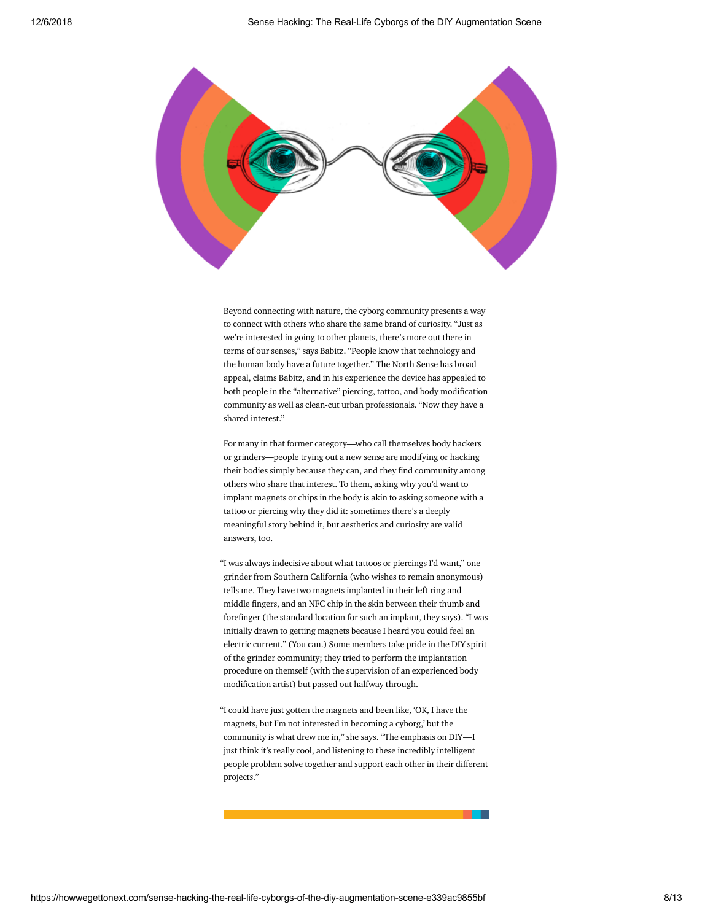Beyond connecting with nature, the cyborg community presents a way to connect with others who share the same brand of curiosity. "Just as we're interested in going to other planets, there's more out there in terms of our senses," says Babitz. "People know that technology and the human body have a future together." The North Sense has broad appeal, claims Babitz, and in his experience the device has appealed to both people in the "alternative" piercing, tattoo, and body modification community as well as clean-cut urban professionals. "Now they have a shared interest."

For many in that former category—who call themselves body hackers or grinders—people trying out a new sense are modifying or hacking their bodies simply because they can, and they find community among others who share that interest. To them, asking why you'd want to implant magnets or chips in the body is akin to asking someone with a tattoo or piercing why they did it: sometimes there's a deeply meaningful story behind it, but aesthetics and curiosity are valid answers, too.

"I was always indecisive about what tattoos or piercings I'd want," one grinder from Southern California (who wishes to remain anonymous) tells me. They have two magnets implanted in their left ring and middle fingers, and an NFC chip in the skin between their thumb and forefinger (the standard location for such an implant, they says). "I was initially drawn to getting magnets because I heard you could feel an electric current." (You can.) Some members take pride in the DIY spirit of the grinder community; they tried to perform the implantation procedure on themself (with the supervision of an experienced body modification artist) but passed out halfway through.

"I could have just gotten the magnets and been like, 'OK, I have the magnets, but I'm not interested in becoming a cyborg,' but the community is what drew me in," she says. "The emphasis on DIY—I just think it's really cool, and listening to these incredibly intelligent people problem solve together and support each other in their different projects."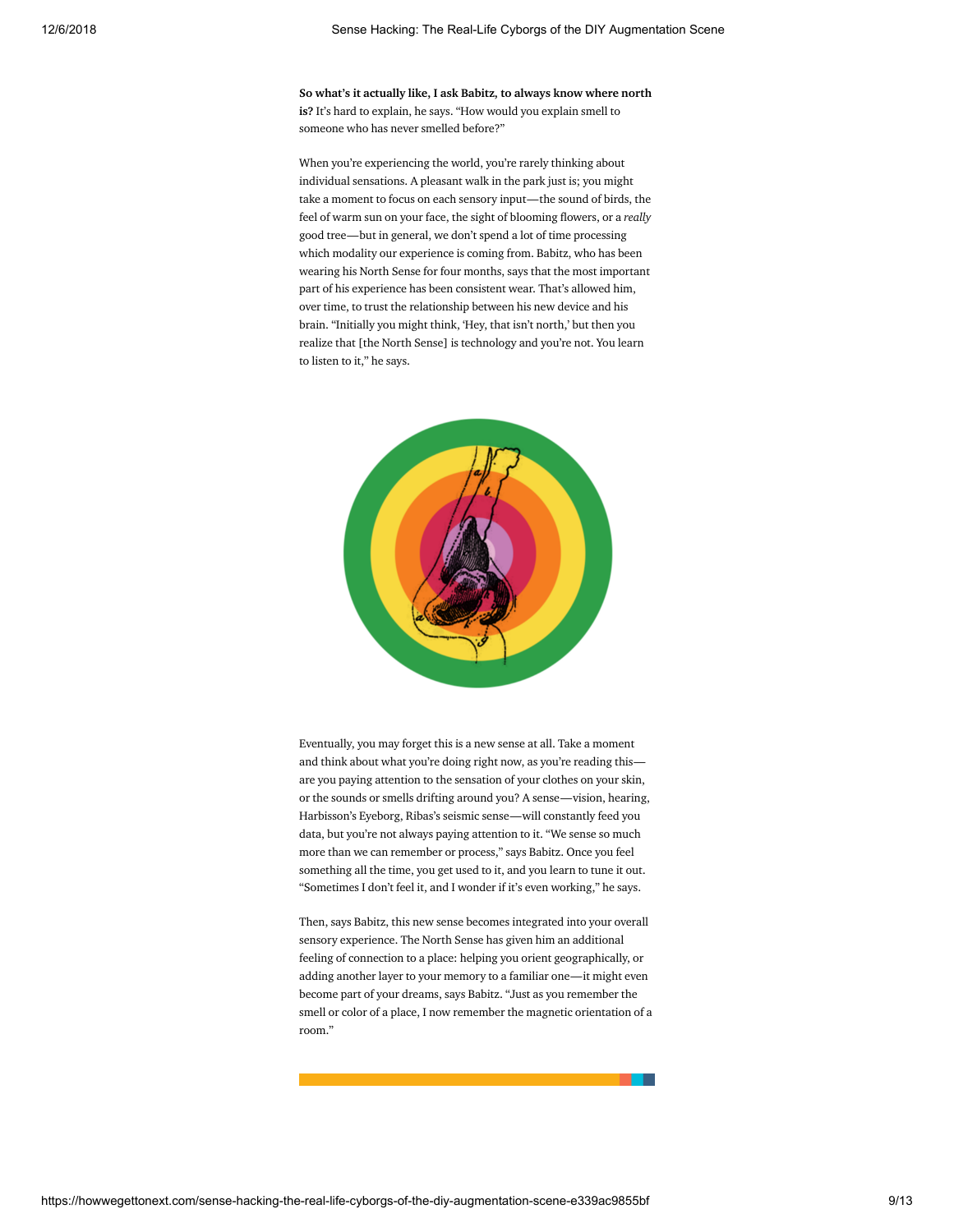**So what's it actually like, I ask Babitz, to always know where north is?** It's hard to explain, he says. "How would you explain smell to someone who has never smelled before?"

When you're experiencing the world, you're rarely thinking about individual sensations. A pleasant walk in the park just is; you might take a moment to focus on each sensory input—the sound of birds, the feel of warm sun on your face, the sight of blooming flowers, or a *really* good tree—but in general, we don't spend a lot of time processing which modality our experience is coming from. Babitz, who has been wearing his North Sense for four months, says that the most important part of his experience has been consistent wear. That's allowed him, over time, to trust the relationship between his new device and his brain. "Initially you might think, 'Hey, that isn't north,' but then you realize that [the North Sense] is technology and you're not. You learn to listen to it," he says.

Eventually, you may forget this is a new sense at all. Take a moment and think about what you're doing right now, as you're reading this—are you paying attention to the sensation of your clothes on your skin, or the sounds or smells drifting around you? A sense—vision, hearing, Harbisson's Eyeborg, Ribas's seismic sense—will constantly feed you data, but you're not always paying attention to it. "We sense so much more than we can remember or process," says Babitz. Once you feel something all the time, you get used to it, and you learn to tune it out. "Sometimes I don't feel it, and I wonder if it's even working," he says.

Then, says Babitz, this new sense becomes integrated into your overall sensory experience. The North Sense has given him an additional feeling of connection to a place: helping you orient geographically, or adding another layer to your memory to a familiar one—it might even become part of your dreams, says Babitz. "Just as you remember the smell or color of a place, I now remember the magnetic orientation of a room."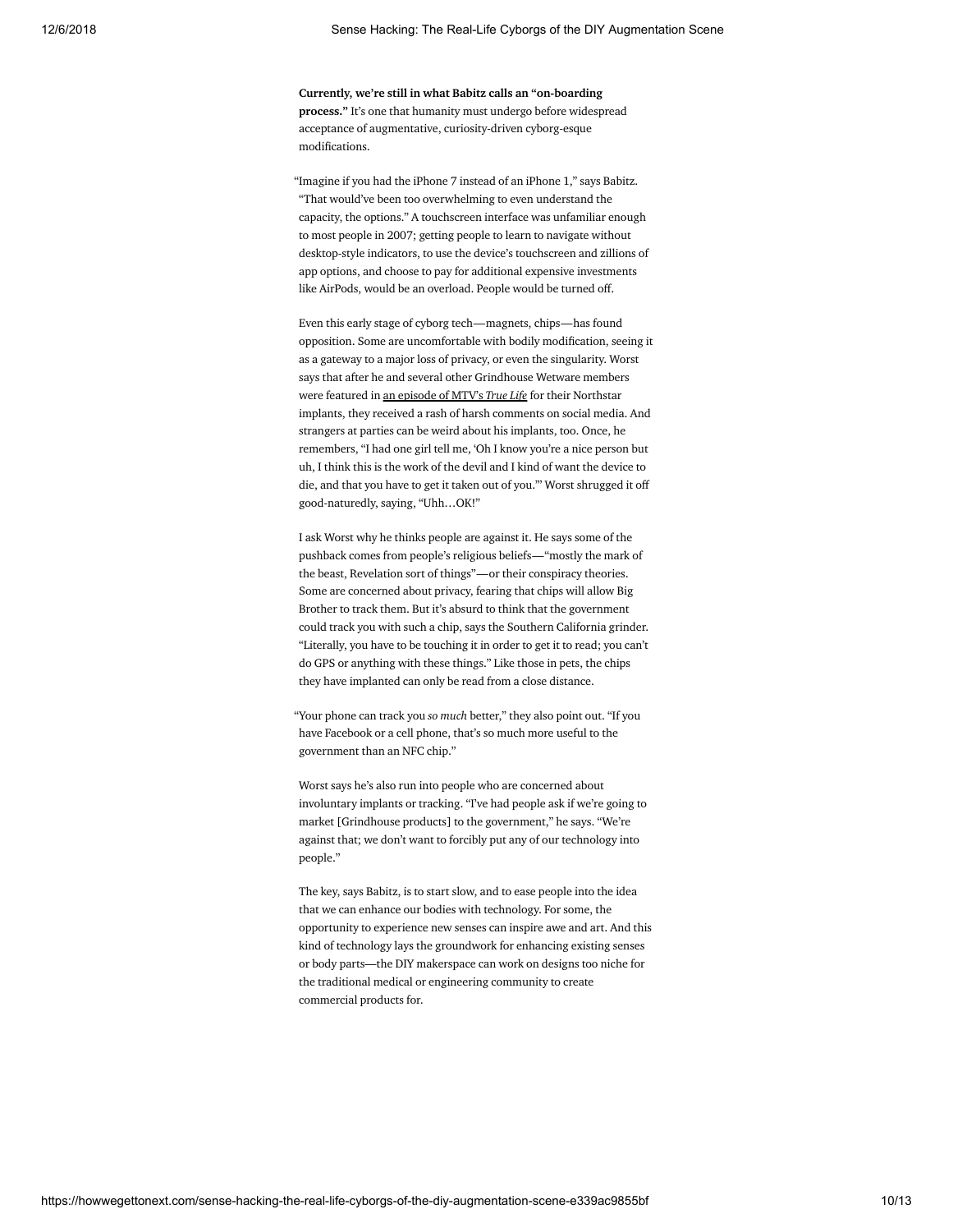**Currently, we're still in what Babitz calls an "on-boarding process."** It's one that humanity must undergo before widespread acceptance of augmentative, curiosity-driven cyborg-esque modifications.

"Imagine if you had the iPhone 7 instead of an iPhone 1," says Babitz. "That would've been too overwhelming to even understand the capacity, the options." A touchscreen interface was unfamiliar enough to most people in 2007; getting people to learn to navigate without desktop-style indicators, to use the device's touchscreen and zillions of app options, and choose to pay for additional expensive investments like AirPods, would be an overload. People would be turned off.

Even this early stage of cyborg tech—magnets, chips—has found opposition. Some are uncomfortable with bodily modification, seeing it as a gateway to a major loss of privacy, or even the singularity. Worst says that after he and several other Grindhouse Wetware members were featured in an episode of MTV's *True Life* for their Northstar implants, they received a rash of harsh comments on social media. And strangers at parties can be weird about his implants, too. Once, he remembers, "I had one girl tell me, 'Oh I know you're a nice person but uh, I think this is the work of the devil and I kind of want the device to die, and that you have to get it taken out of you.'" Worst shrugged it off good-naturedly, saying, "Uhh…OK!"

I ask Worst why he thinks people are against it. He says some of the pushback comes from people's religious beliefs—"mostly the mark of the beast, Revelation sort of things"—or their conspiracy theories. Some are concerned about privacy, fearing that chips will allow Big Brother to track them. But it's absurd to think that the government could track you with such a chip, says the Southern California grinder. "Literally, you have to be touching it in order to get it to read; you can't do GPS or anything with these things." Like those in pets, the chips they have implanted can only be read from a close distance.

"Your phone can track you *so much* better," they also point out. "If you have Facebook or a cell phone, that's so much more useful to the government than an NFC chip."

Worst says he's also run into people who are concerned about involuntary implants or tracking. "I've had people ask if we're going to market [Grindhouse products] to the government," he says. "We're against that; we don't want to forcibly put any of our technology into people."

The key, says Babitz, is to start slow, and to ease people into the idea that we can enhance our bodies with technology. For some, the opportunity to experience new senses can inspire awe and art. And this kind of technology lays the groundwork for enhancing existing senses or body parts—the DIY makerspace can work on designs too niche for the traditional medical or engineering community to create commercial products for.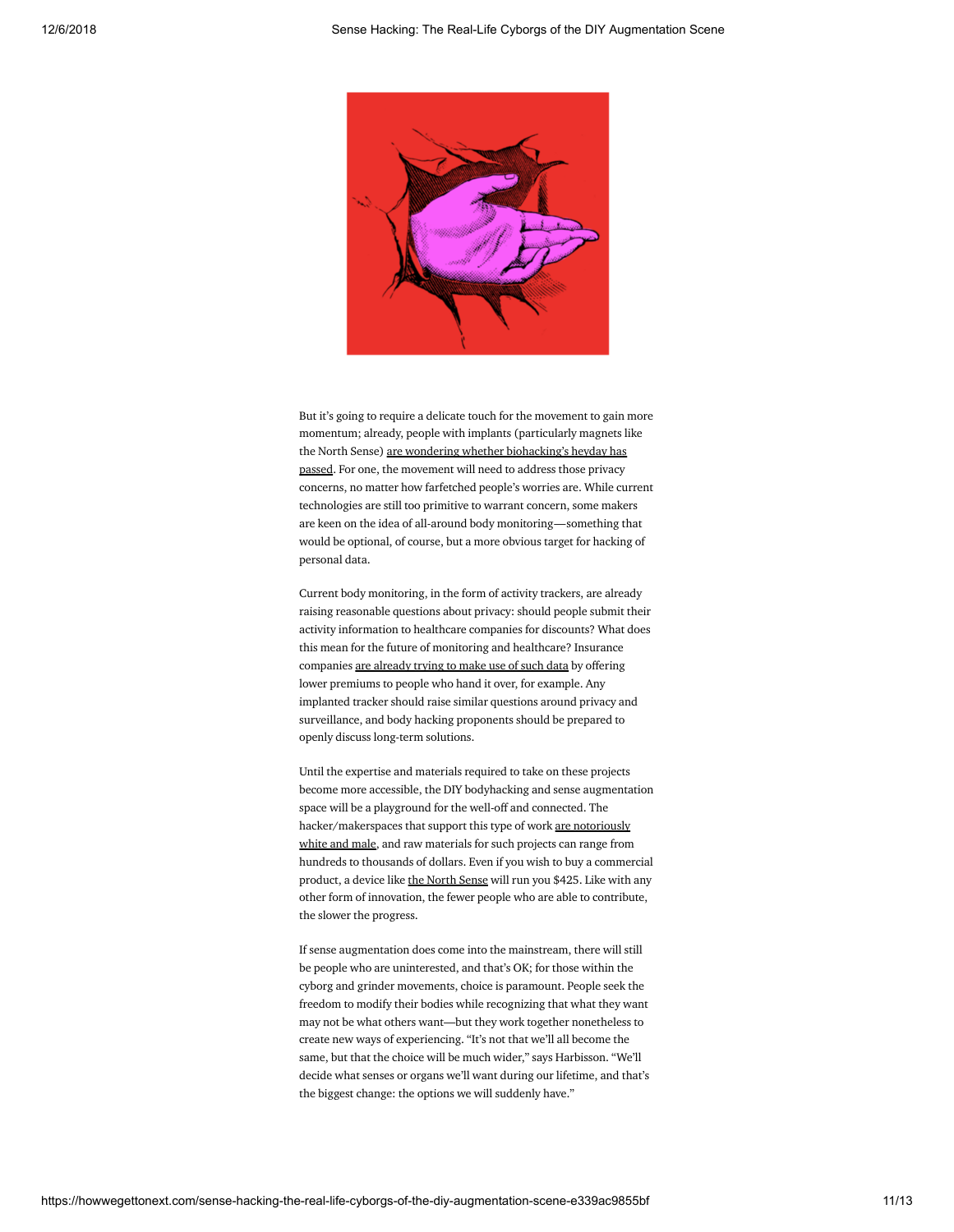But it's going to require a delicate touch for the movement to gain more momentum; already, people with implants (particularly magnets like the North Sense) are wondering whether biohacking's heyday has passed. For one, the movement will need to address those privacy concerns, no matter how farfetched people's worries are. While current technologies are still too primitive to warrant concern, some makers are keen on the idea of all-around body monitoring—something that would be optional, of course, but a more obvious target for hacking of personal data.

Current body monitoring, in the form of activity trackers, are already raising reasonable questions about privacy: should people submit their activity information to healthcare companies for discounts? What does this mean for the future of monitoring and healthcare? Insurance companies are already trying to make use of such data by offering lower premiums to people who hand it over, for example. Any implanted tracker should raise similar questions around privacy and surveillance, and body hacking proponents should be prepared to openly discuss long-term solutions.

Until the expertise and materials required to take on these projects become more accessible, the DIY bodyhacking and sense augmentation space will be a playground for the well-off and connected. The hacker/makerspaces that support this type of work are notoriously white and male, and raw materials for such projects can range from hundreds to thousands of dollars. Even if you wish to buy a commercial product, a device like the North Sense will run you $425. Like with any other form of innovation, the fewer people who are able to contribute, the slower the progress.

If sense augmentation does come into the mainstream, there will still be people who are uninterested, and that's OK; for those within the cyborg and grinder movements, choice is paramount. People seek the freedom to modify their bodies while recognizing that what they want may not be what others want—but they work together nonetheless to create new ways of experiencing. "It's not that we'll all become the same, but that the choice will be much wider," says Harbisson. "We'll decide what senses or organs we'll want during our lifetime, and that's the biggest change: the options we will suddenly have."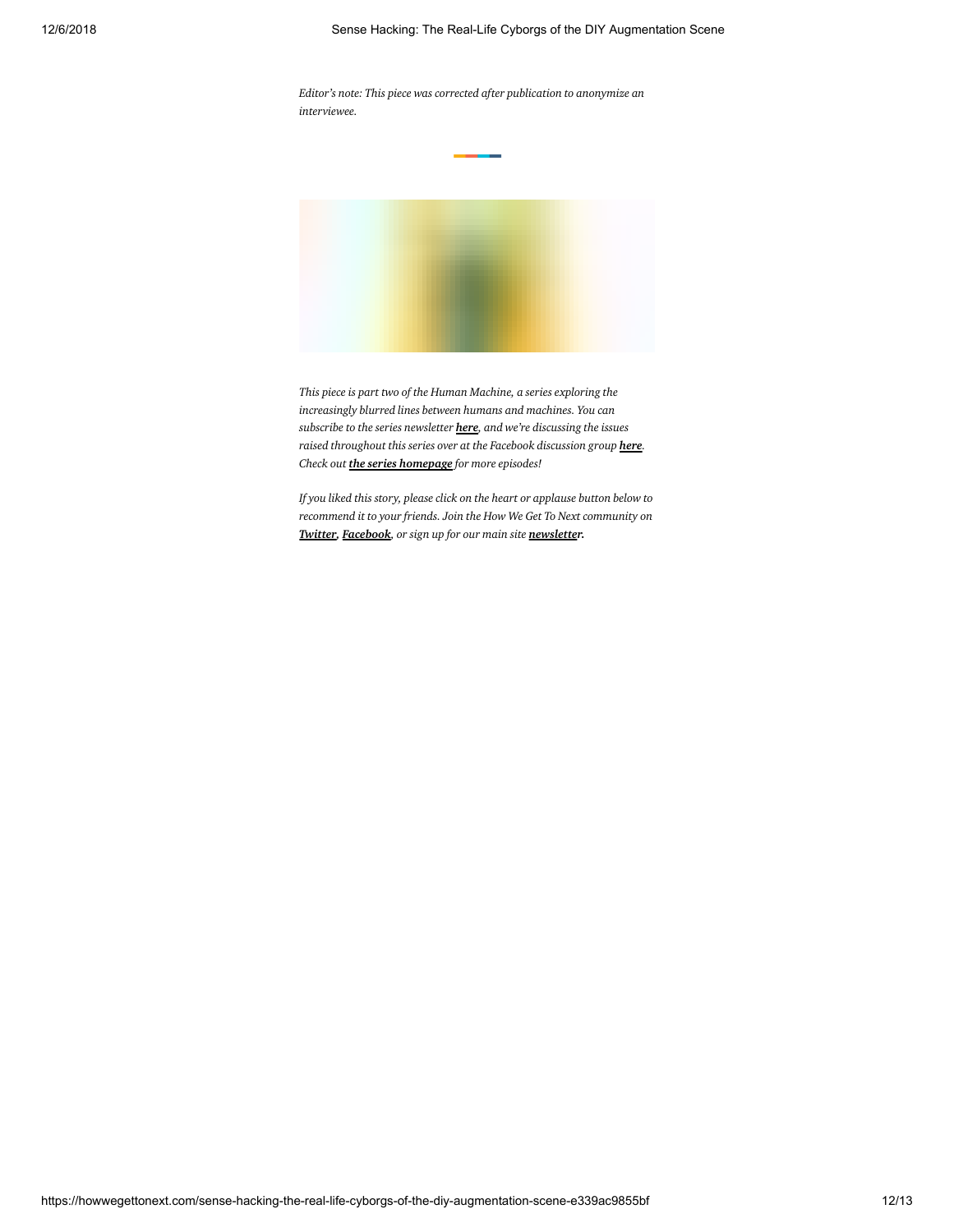*Editor's note: This piece was corrected after publication to anonymize an interviewee.*

*This piece is part two of the Human Machine, a series exploring the increasingly blurred lines between humans and machines. You can subscribe to the series newsletter **here**, and we're discussing the issues raised throughout this series over at the Facebook discussion group **here**. Check out **the series homepage** for more episodes!*

*If you liked this story, please click on the heart or applause button below to recommend it to your friends. Join the How We Get To Next community on **Twitter**, **Facebook**, or sign up for our main site **newsletter**.*